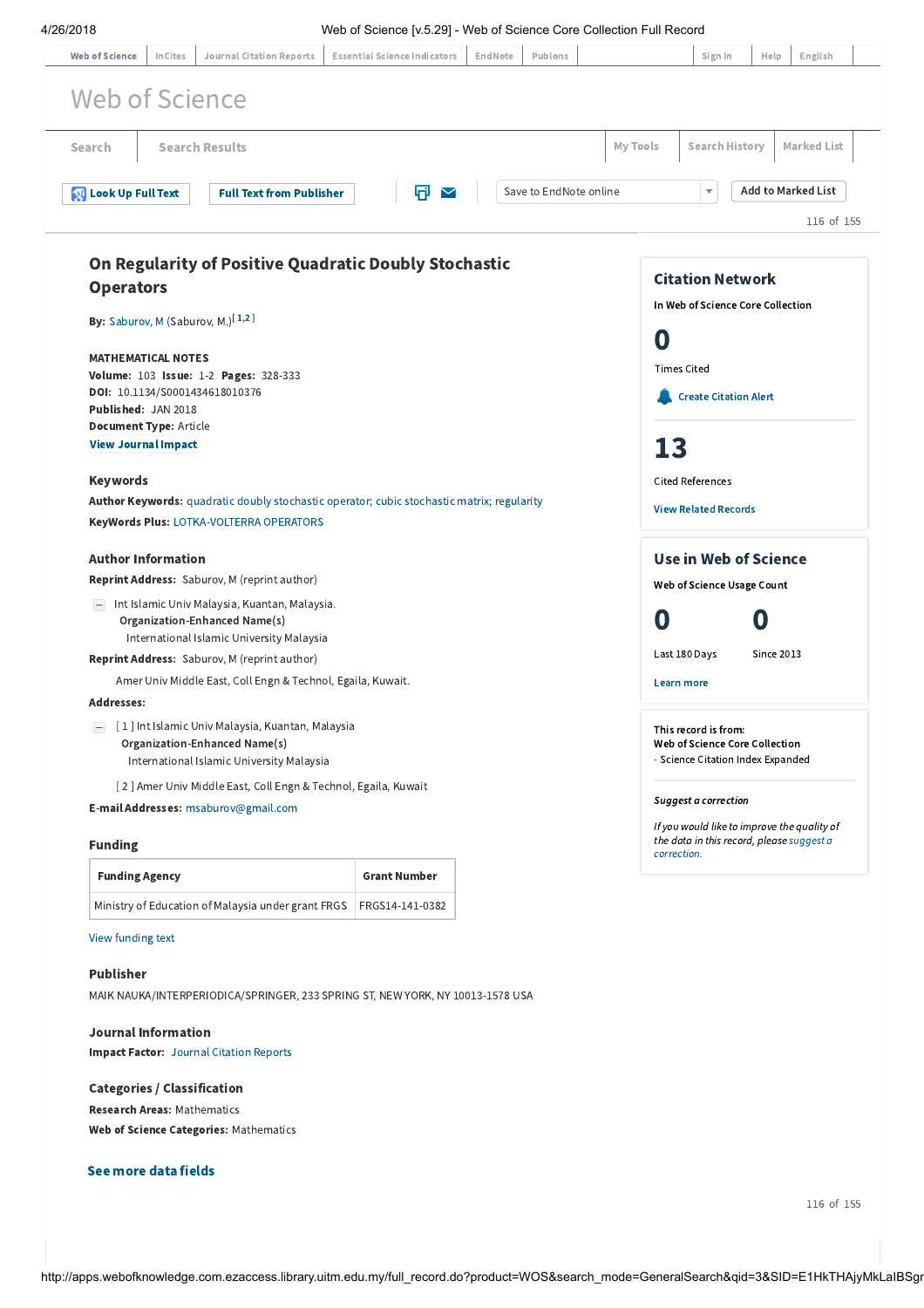# On Regularity of Positive Quadratic Doubly Stochastic Operators

**By:** Saburov, M (Saburov, M.)[1,2]

**MATHEMATICAL NOTES**
**Volume:** 103 **Issue:** 1-2 **Pages:** 328-333
**DOI:** 10.1134/S0001434618010376
**Published:** JAN 2018
**Document Type:** Article
**View Journal Impact**

## Keywords

**Author Keywords:** quadratic doubly stochastic operator; cubic stochastic matrix; regularity
**KeyWords Plus:** LOTKA-VOLTERRA OPERATORS

## Author Information

**Reprint Address:** Saburov, M (reprint author)

Int Islamic Univ Malaysia, Kuantan, Malaysia.
**Organization-Enhanced Name(s)**
International Islamic University Malaysia

**Reprint Address:** Saburov, M (reprint author)

Amer Univ Middle East, Coll Engn & Technol, Egaila, Kuwait.

**Addresses:**

[ 1 ] Int Islamic Univ Malaysia, Kuantan, Malaysia
**Organization-Enhanced Name(s)**
International Islamic University Malaysia

[ 2 ] Amer Univ Middle East, Coll Engn & Technol, Egaila, Kuwait

**E-mail Addresses:** msaburov@gmail.com

## Funding

| Funding Agency | Grant Number |
|---|---|
| Ministry of Education of Malaysia under grant FRGS | FRGS14-141-0382 |

View funding text

## Publisher

MAIK NAUKA/INTERPERIODICA/SPRINGER, 233 SPRING ST, NEW YORK, NY 10013-1578 USA

## Journal Information

**Impact Factor:** Journal Citation Reports

## Categories / Classification

**Research Areas:** Mathematics
**Web of Science Categories:** Mathematics

**See more data fields**

## Citation Network

In Web of Science Core Collection

0
Times Cited

Create Citation Alert

13
Cited References

View Related Records

## Use in Web of Science

Web of Science Usage Count

0 — Last 180 Days
0 — Since 2013

Learn more

This record is from:
**Web of Science Core Collection**
- Science Citation Index Expanded

*Suggest a correction*

*If you would like to improve the quality of the data in this record, please suggest a correction.*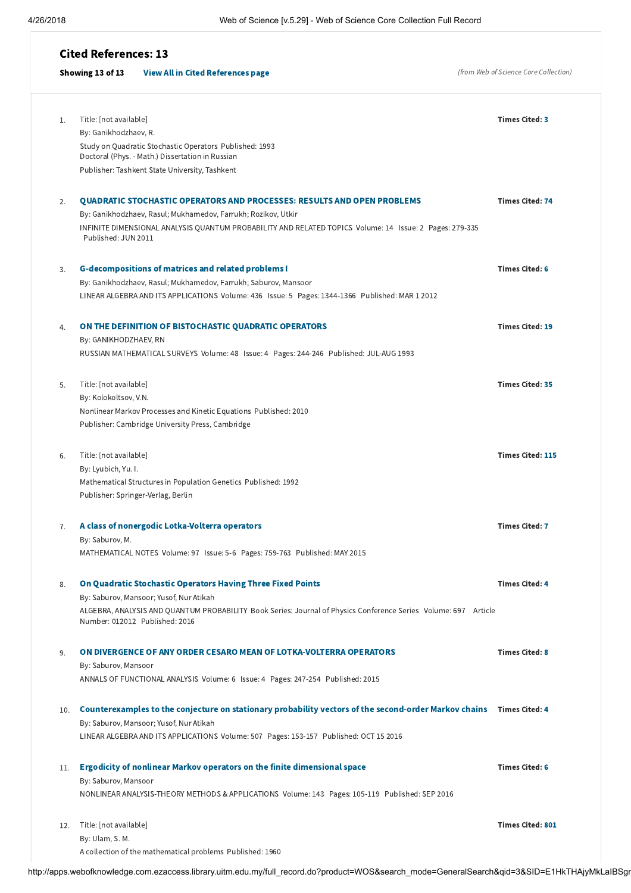## Cited References: 13

**Showing 13 of 13** **View All in Cited References page**

*(from Web of Science Core Collection)*

1. Title: [not available]
   By: Ganikhodzhaev, R.
   Study on Quadratic Stochastic Operators Published: 1993
   Doctoral (Phys. - Math.) Dissertation in Russian
   Publisher: Tashkent State University, Tashkent
   **Times Cited: 3**

2. **QUADRATIC STOCHASTIC OPERATORS AND PROCESSES: RESULTS AND OPEN PROBLEMS**
   By: Ganikhodzhaev, Rasul; Mukhamedov, Farrukh; Rozikov, Utkir
   INFINITE DIMENSIONAL ANALYSIS QUANTUM PROBABILITY AND RELATED TOPICS Volume: 14 Issue: 2 Pages: 279-335 Published: JUN 2011
   **Times Cited: 74**

3. **G-decompositions of matrices and related problems I**
   By: Ganikhodzhaev, Rasul; Mukhamedov, Farrukh; Saburov, Mansoor
   LINEAR ALGEBRA AND ITS APPLICATIONS Volume: 436 Issue: 5 Pages: 1344-1366 Published: MAR 1 2012
   **Times Cited: 6**

4. **ON THE DEFINITION OF BISTOCHASTIC QUADRATIC OPERATORS**
   By: GANIKHODZHAEV, RN
   RUSSIAN MATHEMATICAL SURVEYS Volume: 48 Issue: 4 Pages: 244-246 Published: JUL-AUG 1993
   **Times Cited: 19**

5. Title: [not available]
   By: Kolokoltsov, V.N.
   Nonlinear Markov Processes and Kinetic Equations Published: 2010
   Publisher: Cambridge University Press, Cambridge
   **Times Cited: 35**

6. Title: [not available]
   By: Lyubich, Yu. I.
   Mathematical Structures in Population Genetics Published: 1992
   Publisher: Springer-Verlag, Berlin
   **Times Cited: 115**

7. **A class of nonergodic Lotka-Volterra operators**
   By: Saburov, M.
   MATHEMATICAL NOTES Volume: 97 Issue: 5-6 Pages: 759-763 Published: MAY 2015
   **Times Cited: 7**

8. **On Quadratic Stochastic Operators Having Three Fixed Points**
   By: Saburov, Mansoor; Yusof, Nur Atikah
   ALGEBRA, ANALYSIS AND QUANTUM PROBABILITY Book Series: Journal of Physics Conference Series Volume: 697 Article Number: 012012 Published: 2016
   **Times Cited: 4**

9. **ON DIVERGENCE OF ANY ORDER CESARO MEAN OF LOTKA-VOLTERRA OPERATORS**
   By: Saburov, Mansoor
   ANNALS OF FUNCTIONAL ANALYSIS Volume: 6 Issue: 4 Pages: 247-254 Published: 2015
   **Times Cited: 8**

10. **Counterexamples to the conjecture on stationary probability vectors of the second-order Markov chains**
    By: Saburov, Mansoor; Yusof, Nur Atikah
    LINEAR ALGEBRA AND ITS APPLICATIONS Volume: 507 Pages: 153-157 Published: OCT 15 2016
    **Times Cited: 4**

11. **Ergodicity of nonlinear Markov operators on the finite dimensional space**
    By: Saburov, Mansoor
    NONLINEAR ANALYSIS-THEORY METHODS & APPLICATIONS Volume: 143 Pages: 105-119 Published: SEP 2016
    **Times Cited: 6**

12. Title: [not available]
    By: Ulam, S. M.
    A collection of the mathematical problems Published: 1960
    **Times Cited: 801**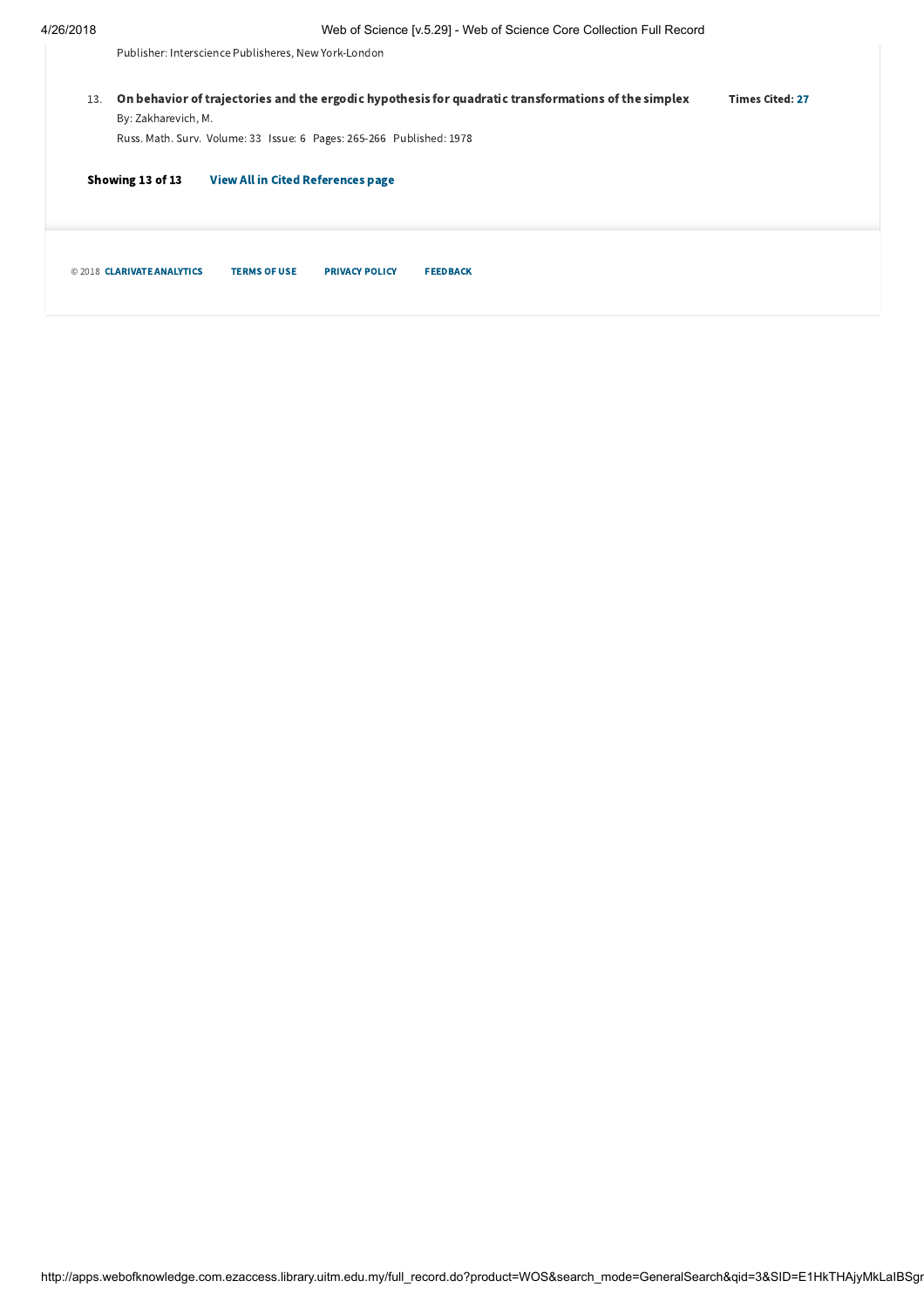Publisher: Interscience Publisheres, New York-London

13. **On behavior of trajectories and the ergodic hypothesis for quadratic transformations of the simplex** **Times Cited:** 27
    By: Zakharevich, M.
    Russ. Math. Surv. Volume: 33 Issue: 6 Pages: 265-266 Published: 1978

**Showing 13 of 13** **View All in Cited References page**

© 2018 **CLARIVATE ANALYTICS** **TERMS OF USE** **PRIVACY POLICY** **FEEDBACK**